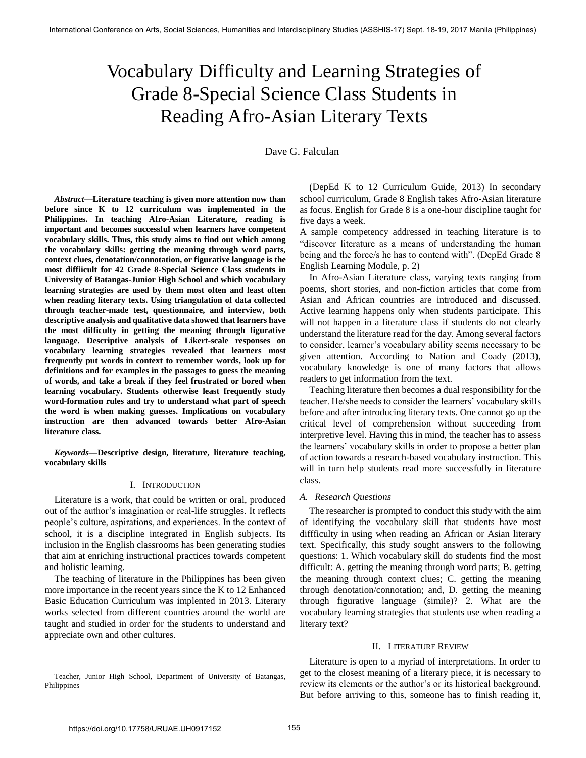# Vocabulary Difficulty and Learning Strategies of Grade 8-Special Science Class Students in Reading Afro-Asian Literary Texts

Dave G. Falculan

***Abstract*—Literature teaching is given more attention now than before since K to 12 curriculum was implemented in the Philippines. In teaching Afro-Asian Literature, reading is important and becomes successful when learners have competent vocabulary skills. Thus, this study aims to find out which among the vocabulary skills: getting the meaning through word parts, context clues, denotation/connotation, or figurative language is the most diffiicult for 42 Grade 8-Special Science Class students in University of Batangas-Junior High School and which vocabulary learning strategies are used by them most often and least often when reading literary texts. Using triangulation of data collected through teacher-made test, questionnaire, and interview, both descriptive analysis and qualitative data showed that learners have the most difficulty in getting the meaning through figurative language. Descriptive analysis of Likert-scale responses on vocabulary learning strategies revealed that learners most frequently put words in context to remember words, look up for definitions and for examples in the passages to guess the meaning of words, and take a break if they feel frustrated or bored when learning vocabulary. Students otherwise least frequently study word-formation rules and try to understand what part of speech the word is when making guesses. Implications on vocabulary instruction are then advanced towards better Afro-Asian literature class.**

***Keywords*—Descriptive design, literature, literature teaching, vocabulary skills**

## I. Introduction

Literature is a work, that could be written or oral, produced out of the author's imagination or real-life struggles. It reflects people's culture, aspirations, and experiences. In the context of school, it is a discipline integrated in English subjects. Its inclusion in the English classrooms has been generating studies that aim at enriching instructional practices towards competent and holistic learning.

The teaching of literature in the Philippines has been given more importance in the recent years since the K to 12 Enhanced Basic Education Curriculum was implented in 2013. Literary works selected from different countries around the world are taught and studied in order for the students to understand and appreciate own and other cultures.

Teacher, Junior High School, Department of University of Batangas, Philippines

(DepEd K to 12 Curriculum Guide, 2013) In secondary school curriculum, Grade 8 English takes Afro-Asian literature as focus. English for Grade 8 is a one-hour discipline taught for five days a week.

A sample competency addressed in teaching literature is to "discover literature as a means of understanding the human being and the force/s he has to contend with". (DepEd Grade 8 English Learning Module, p. 2)

In Afro-Asian Literature class, varying texts ranging from poems, short stories, and non-fiction articles that come from Asian and African countries are introduced and discussed. Active learning happens only when students participate. This will not happen in a literature class if students do not clearly understand the literature read for the day. Among several factors to consider, learner's vocabulary ability seems necessary to be given attention. According to Nation and Coady (2013), vocabulary knowledge is one of many factors that allows readers to get information from the text.

Teaching literature then becomes a dual responsibility for the teacher. He/she needs to consider the learners' vocabulary skills before and after introducing literary texts. One cannot go up the critical level of comprehension without succeeding from interpretive level. Having this in mind, the teacher has to assess the learners' vocabulary skills in order to propose a better plan of action towards a research-based vocabulary instruction. This will in turn help students read more successfully in literature class.

### *A. Research Questions*

The researcher is prompted to conduct this study with the aim of identifying the vocabulary skill that students have most diffficulty in using when reading an African or Asian literary text. Specifically, this study sought answers to the following questions: 1. Which vocabulary skill do students find the most difficult: A. getting the meaning through word parts; B. getting the meaning through context clues; C. getting the meaning through denotation/connotation; and, D. getting the meaning through figurative language (simile)? 2. What are the vocabulary learning strategies that students use when reading a literary text?

## II. Literature Review

Literature is open to a myriad of interpretations. In order to get to the closest meaning of a literary piece, it is necessary to review its elements or the author's or its historical background. But before arriving to this, someone has to finish reading it,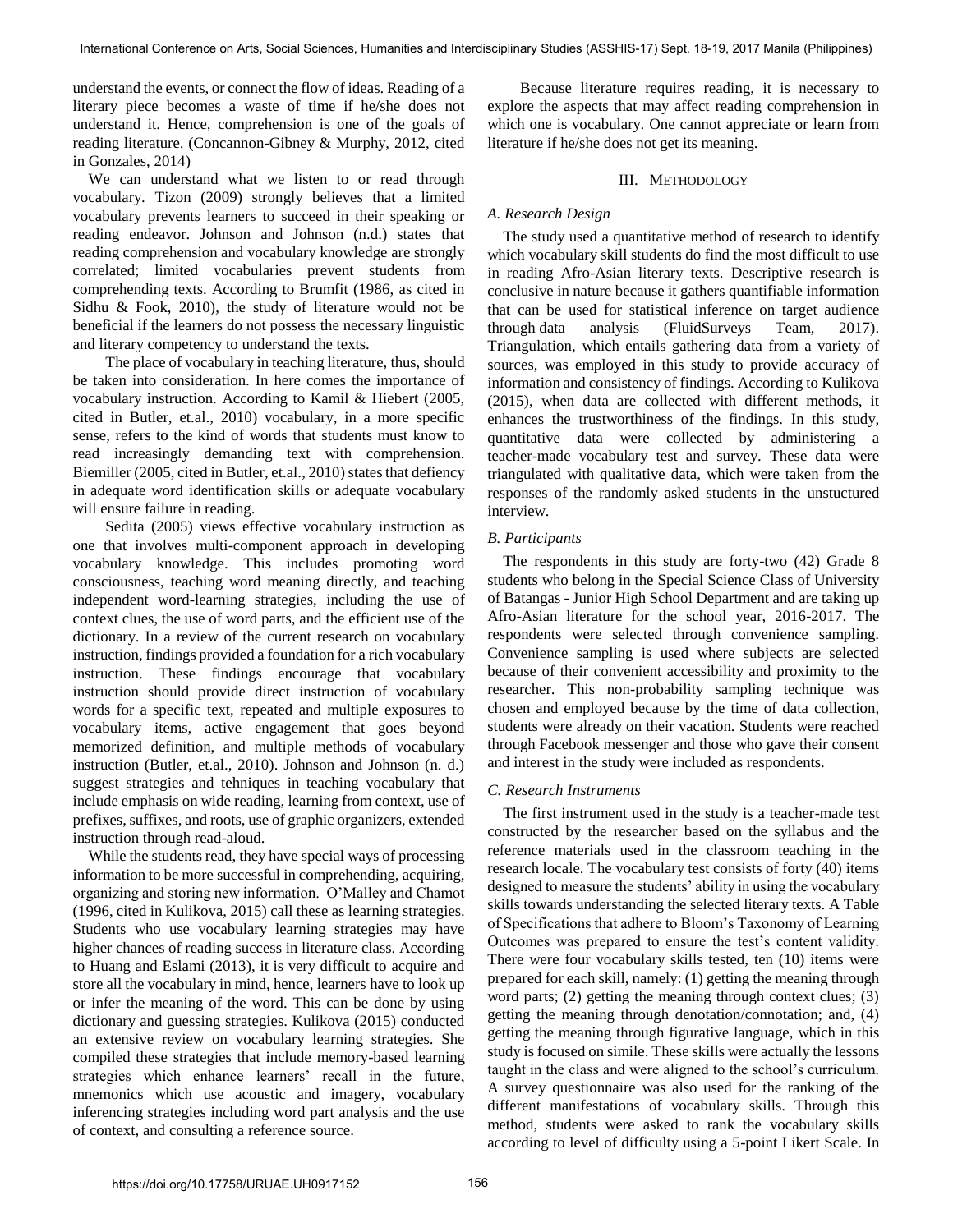understand the events, or connect the flow of ideas. Reading of a literary piece becomes a waste of time if he/she does not understand it. Hence, comprehension is one of the goals of reading literature. (Concannon-Gibney & Murphy, 2012, cited in Gonzales, 2014)

We can understand what we listen to or read through vocabulary. Tizon (2009) strongly believes that a limited vocabulary prevents learners to succeed in their speaking or reading endeavor. Johnson and Johnson (n.d.) states that reading comprehension and vocabulary knowledge are strongly correlated; limited vocabularies prevent students from comprehending texts. According to Brumfit (1986, as cited in Sidhu & Fook, 2010), the study of literature would not be beneficial if the learners do not possess the necessary linguistic and literary competency to understand the texts.

The place of vocabulary in teaching literature, thus, should be taken into consideration. In here comes the importance of vocabulary instruction. According to Kamil & Hiebert (2005, cited in Butler, et.al., 2010) vocabulary, in a more specific sense, refers to the kind of words that students must know to read increasingly demanding text with comprehension. Biemiller (2005, cited in Butler, et.al., 2010) states that defiency in adequate word identification skills or adequate vocabulary will ensure failure in reading.

Sedita (2005) views effective vocabulary instruction as one that involves multi-component approach in developing vocabulary knowledge. This includes promoting word consciousness, teaching word meaning directly, and teaching independent word-learning strategies, including the use of context clues, the use of word parts, and the efficient use of the dictionary. In a review of the current research on vocabulary instruction, findings provided a foundation for a rich vocabulary instruction. These findings encourage that vocabulary instruction should provide direct instruction of vocabulary words for a specific text, repeated and multiple exposures to vocabulary items, active engagement that goes beyond memorized definition, and multiple methods of vocabulary instruction (Butler, et.al., 2010). Johnson and Johnson (n. d.) suggest strategies and tehniques in teaching vocabulary that include emphasis on wide reading, learning from context, use of prefixes, suffixes, and roots, use of graphic organizers, extended instruction through read-aloud.

While the students read, they have special ways of processing information to be more successful in comprehending, acquiring, organizing and storing new information. O'Malley and Chamot (1996, cited in Kulikova, 2015) call these as learning strategies. Students who use vocabulary learning strategies may have higher chances of reading success in literature class. According to Huang and Eslami (2013), it is very difficult to acquire and store all the vocabulary in mind, hence, learners have to look up or infer the meaning of the word. This can be done by using dictionary and guessing strategies. Kulikova (2015) conducted an extensive review on vocabulary learning strategies. She compiled these strategies that include memory-based learning strategies which enhance learners' recall in the future, mnemonics which use acoustic and imagery, vocabulary inferencing strategies including word part analysis and the use of context, and consulting a reference source.

Because literature requires reading, it is necessary to explore the aspects that may affect reading comprehension in which one is vocabulary. One cannot appreciate or learn from literature if he/she does not get its meaning.

## III. Methodology

### *A. Research Design*

The study used a quantitative method of research to identify which vocabulary skill students do find the most difficult to use in reading Afro-Asian literary texts. Descriptive research is conclusive in nature because it gathers quantifiable information that can be used for statistical inference on target audience through data analysis (FluidSurveys Team, 2017). Triangulation, which entails gathering data from a variety of sources, was employed in this study to provide accuracy of information and consistency of findings. According to Kulikova (2015), when data are collected with different methods, it enhances the trustworthiness of the findings. In this study, quantitative data were collected by administering a teacher-made vocabulary test and survey. These data were triangulated with qualitative data, which were taken from the responses of the randomly asked students in the unstuctured interview.

### *B. Participants*

The respondents in this study are forty-two (42) Grade 8 students who belong in the Special Science Class of University of Batangas - Junior High School Department and are taking up Afro-Asian literature for the school year, 2016-2017. The respondents were selected through convenience sampling. Convenience sampling is used where subjects are selected because of their convenient accessibility and proximity to the researcher. This non-probability sampling technique was chosen and employed because by the time of data collection, students were already on their vacation. Students were reached through Facebook messenger and those who gave their consent and interest in the study were included as respondents.

### *C. Research Instruments*

The first instrument used in the study is a teacher-made test constructed by the researcher based on the syllabus and the reference materials used in the classroom teaching in the research locale. The vocabulary test consists of forty (40) items designed to measure the students' ability in using the vocabulary skills towards understanding the selected literary texts. A Table of Specifications that adhere to Bloom's Taxonomy of Learning Outcomes was prepared to ensure the test's content validity. There were four vocabulary skills tested, ten (10) items were prepared for each skill, namely: (1) getting the meaning through word parts; (2) getting the meaning through context clues; (3) getting the meaning through denotation/connotation; and, (4) getting the meaning through figurative language, which in this study is focused on simile. These skills were actually the lessons taught in the class and were aligned to the school's curriculum. A survey questionnaire was also used for the ranking of the different manifestations of vocabulary skills. Through this method, students were asked to rank the vocabulary skills according to level of difficulty using a 5-point Likert Scale. In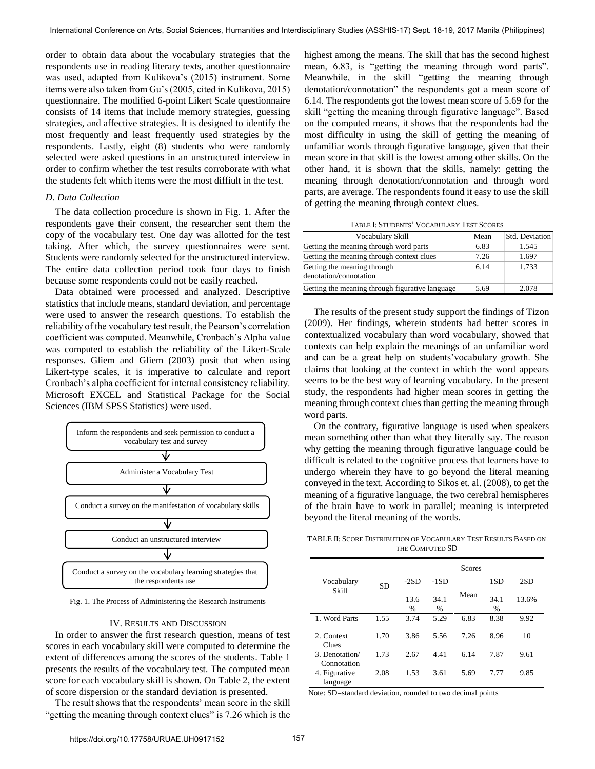order to obtain data about the vocabulary strategies that the respondents use in reading literary texts, another questionnaire was used, adapted from Kulikova's (2015) instrument. Some items were also taken from Gu's (2005, cited in Kulikova, 2015) questionnaire. The modified 6-point Likert Scale questionnaire consists of 14 items that include memory strategies, guessing strategies, and affective strategies. It is designed to identify the most frequently and least frequently used strategies by the respondents. Lastly, eight (8) students who were randomly selected were asked questions in an unstructured interview in order to confirm whether the test results corroborate with what the students felt which items were the most diffiult in the test.

### *D. Data Collection*

The data collection procedure is shown in Fig. 1. After the respondents gave their consent, the researcher sent them the copy of the vocabulary test. One day was allotted for the test taking. After which, the survey questionnaires were sent. Students were randomly selected for the unstructured interview. The entire data collection period took four days to finish because some respondents could not be easily reached.

Data obtained were processed and analyzed. Descriptive statistics that include means, standard deviation, and percentage were used to answer the research questions. To establish the reliability of the vocabulary test result, the Pearson's correlation coefficient was computed. Meanwhile, Cronbach's Alpha value was computed to establish the reliability of the Likert-Scale responses. Gliem and Gliem (2003) posit that when using Likert-type scales, it is imperative to calculate and report Cronbach's alpha coefficient for internal consistency reliability. Microsoft EXCEL and Statistical Package for the Social Sciences (IBM SPSS Statistics) were used.

Inform the respondents and seek permission to conduct a vocabulary test and survey

↓

Administer a Vocabulary Test

↓

Conduct a survey on the manifestation of vocabulary skills

↓

Conduct an unstructured interview

↓

Conduct a survey on the vocabulary learning strategies that the respondents use

Fig. 1. The Process of Administering the Research Instruments

## IV. Results and Discussion

In order to answer the first research question, means of test scores in each vocabulary skill were computed to determine the extent of differences among the scores of the students. Table 1 presents the results of the vocabulary test. The computed mean score for each vocabulary skill is shown. On Table 2, the extent of score dispersion or the standard deviation is presented.

The result shows that the respondents' mean score in the skill "getting the meaning through context clues" is 7.26 which is the highest among the means. The skill that has the second highest mean, 6.83, is "getting the meaning through word parts". Meanwhile, in the skill "getting the meaning through denotation/connotation" the respondents got a mean score of 6.14. The respondents got the lowest mean score of 5.69 for the skill "getting the meaning through figurative language". Based on the computed means, it shows that the respondents had the most difficulty in using the skill of getting the meaning of unfamiliar words through figurative language, given that their mean score in that skill is the lowest among other skills. On the other hand, it is shown that the skills, namely: getting the meaning through denotation/connotation and through word parts, are average. The respondents found it easy to use the skill of getting the meaning through context clues.

Table I: Students' Vocabulary Test Scores

| Vocabulary Skill | Mean | Std. Deviation |
|---|---|---|
| Getting the meaning through word parts | 6.83 | 1.545 |
| Getting the meaning through context clues | 7.26 | 1.697 |
| Getting the meaning through denotation/connotation | 6.14 | 1.733 |
| Getting the meaning through figurative language | 5.69 | 2.078 |

The results of the present study support the findings of Tizon (2009). Her findings, wherein students had better scores in contextualized vocabulary than word vocabulary, showed that contexts can help explain the meanings of an unfamiliar word and can be a great help on students'vocabulary growth. She claims that looking at the context in which the word appears seems to be the best way of learning vocabulary. In the present study, the respondents had higher mean scores in getting the meaning through context clues than getting the meaning through word parts.

On the contrary, figurative language is used when speakers mean something other than what they literally say. The reason why getting the meaning through figurative language could be difficult is related to the cognitive process that learners have to undergo wherein they have to go beyond the literal meaning conveyed in the text. According to Sikos et. al. (2008), to get the meaning of a figurative language, the two cerebral hemispheres of the brain have to work in parallel; meaning is interpreted beyond the literal meaning of the words.

TABLE II: Score Distribution of Vocabulary Test Results Based on the Computed SD

| Vocabulary Skill | SD | Scores | | | | |
|---|---|---|---|---|---|---|
| | | -2SD | -1SD | Mean | 1SD | 2SD |
| | | 13.6 % | 34.1 % | | 34.1 % | 13.6% |
| 1. Word Parts | 1.55 | 3.74 | 5.29 | 6.83 | 8.38 | 9.92 |
| 2. Context Clues | 1.70 | 3.86 | 5.56 | 7.26 | 8.96 | 10 |
| 3. Denotation/ Connotation | 1.73 | 2.67 | 4.41 | 6.14 | 7.87 | 9.61 |
| 4. Figurative language | 2.08 | 1.53 | 3.61 | 5.69 | 7.77 | 9.85 |

Note: SD=standard deviation, rounded to two decimal points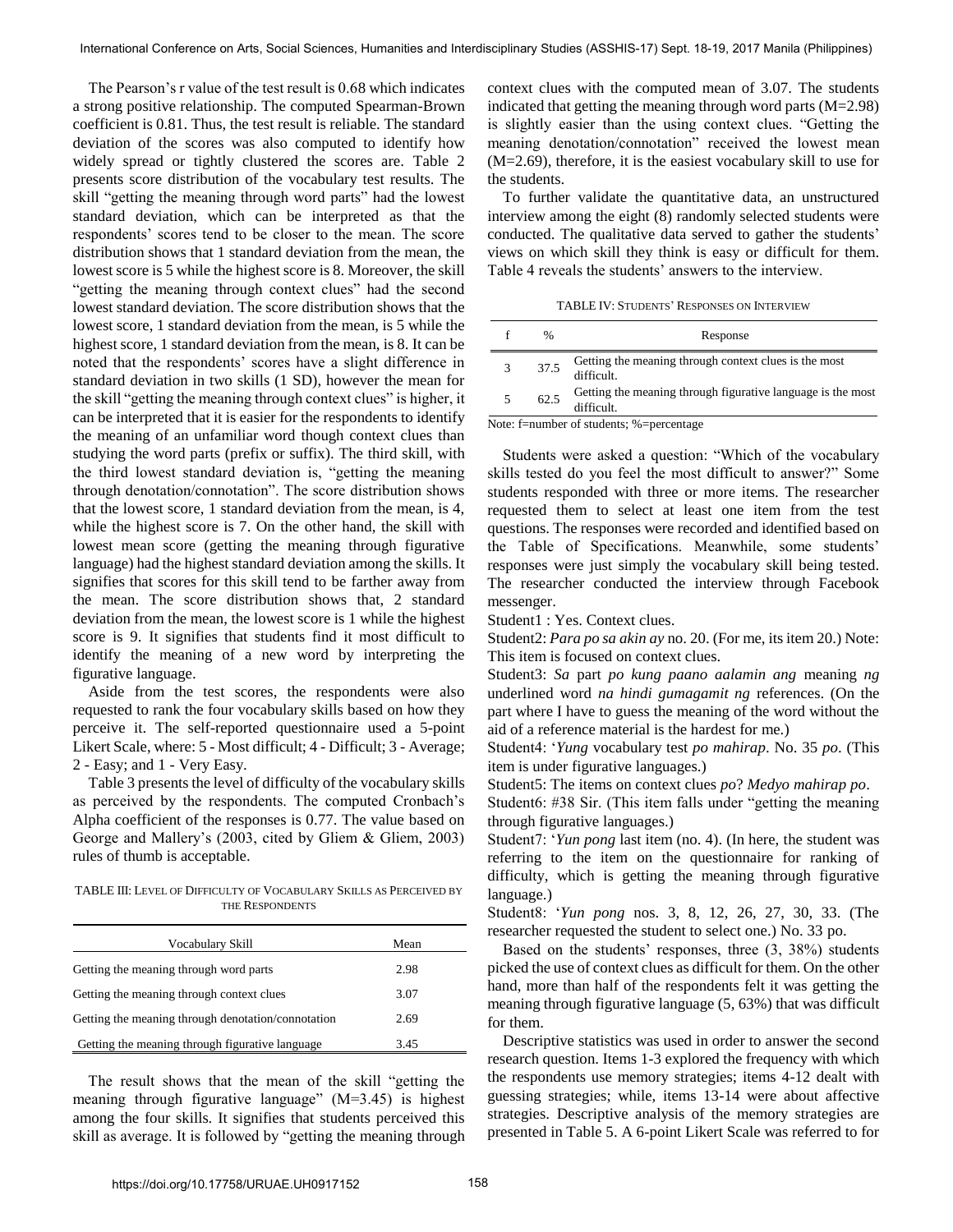The Pearson's r value of the test result is 0.68 which indicates a strong positive relationship. The computed Spearman-Brown coefficient is 0.81. Thus, the test result is reliable. The standard deviation of the scores was also computed to identify how widely spread or tightly clustered the scores are. Table 2 presents score distribution of the vocabulary test results. The skill "getting the meaning through word parts" had the lowest standard deviation, which can be interpreted as that the respondents' scores tend to be closer to the mean. The score distribution shows that 1 standard deviation from the mean, the lowest score is 5 while the highest score is 8. Moreover, the skill "getting the meaning through context clues" had the second lowest standard deviation. The score distribution shows that the lowest score, 1 standard deviation from the mean, is 5 while the highest score, 1 standard deviation from the mean, is 8. It can be noted that the respondents' scores have a slight difference in standard deviation in two skills (1 SD), however the mean for the skill "getting the meaning through context clues" is higher, it can be interpreted that it is easier for the respondents to identify the meaning of an unfamiliar word though context clues than studying the word parts (prefix or suffix). The third skill, with the third lowest standard deviation is, "getting the meaning through denotation/connotation". The score distribution shows that the lowest score, 1 standard deviation from the mean, is 4, while the highest score is 7. On the other hand, the skill with lowest mean score (getting the meaning through figurative language) had the highest standard deviation among the skills. It signifies that scores for this skill tend to be farther away from the mean. The score distribution shows that, 2 standard deviation from the mean, the lowest score is 1 while the highest score is 9. It signifies that students find it most difficult to identify the meaning of a new word by interpreting the figurative language.

Aside from the test scores, the respondents were also requested to rank the four vocabulary skills based on how they perceive it. The self-reported questionnaire used a 5-point Likert Scale, where: 5 - Most difficult; 4 - Difficult; 3 - Average; 2 - Easy; and 1 - Very Easy.

Table 3 presents the level of difficulty of the vocabulary skills as perceived by the respondents. The computed Cronbach's Alpha coefficient of the responses is 0.77. The value based on George and Mallery's (2003, cited by Gliem & Gliem, 2003) rules of thumb is acceptable.

TABLE III: Level of Difficulty of Vocabulary Skills as Perceived by the Respondents

| Vocabulary Skill | Mean |
|---|---|
| Getting the meaning through word parts | 2.98 |
| Getting the meaning through context clues | 3.07 |
| Getting the meaning through denotation/connotation | 2.69 |
| Getting the meaning through figurative language | 3.45 |

The result shows that the mean of the skill "getting the meaning through figurative language" (M=3.45) is highest among the four skills. It signifies that students perceived this skill as average. It is followed by "getting the meaning through context clues with the computed mean of 3.07. The students indicated that getting the meaning through word parts (M=2.98) is slightly easier than the using context clues. "Getting the meaning denotation/connotation" received the lowest mean (M=2.69), therefore, it is the easiest vocabulary skill to use for the students.

To further validate the quantitative data, an unstructured interview among the eight (8) randomly selected students were conducted. The qualitative data served to gather the students' views on which skill they think is easy or difficult for them. Table 4 reveals the students' answers to the interview.

TABLE IV: Students' Responses on Interview

| f | % | Response |
|---|---|---|
| 3 | 37.5 | Getting the meaning through context clues is the most difficult. |
| 5 | 62.5 | Getting the meaning through figurative language is the most difficult. |

Note: f=number of students; %=percentage

Students were asked a question: "Which of the vocabulary skills tested do you feel the most difficult to answer?" Some students responded with three or more items. The researcher requested them to select at least one item from the test questions. The responses were recorded and identified based on the Table of Specifications. Meanwhile, some students' responses were just simply the vocabulary skill being tested. The researcher conducted the interview through Facebook messenger.

Student1 : Yes. Context clues.

Student2: *Para po sa akin ay* no. 20. (For me, its item 20.) Note: This item is focused on context clues.

Student3: *Sa* part *po kung paano aalamin ang* meaning *ng* underlined word *na hindi gumagamit ng* references. (On the part where I have to guess the meaning of the word without the aid of a reference material is the hardest for me.)

Student4: '*Yung* vocabulary test *po mahirap*. No. 35 *po*. (This item is under figurative languages.)

Student5: The items on context clues *po*? *Medyo mahirap po*.

Student6: #38 Sir. (This item falls under "getting the meaning through figurative languages.)

Student7: '*Yun pong* last item (no. 4). (In here, the student was referring to the item on the questionnaire for ranking of difficulty, which is getting the meaning through figurative language.)

Student8: '*Yun pong* nos. 3, 8, 12, 26, 27, 30, 33. (The researcher requested the student to select one.) No. 33 po.

Based on the students' responses, three (3, 38%) students picked the use of context clues as difficult for them. On the other hand, more than half of the respondents felt it was getting the meaning through figurative language (5, 63%) that was difficult for them.

Descriptive statistics was used in order to answer the second research question. Items 1-3 explored the frequency with which the respondents use memory strategies; items 4-12 dealt with guessing strategies; while, items 13-14 were about affective strategies. Descriptive analysis of the memory strategies are presented in Table 5. A 6-point Likert Scale was referred to for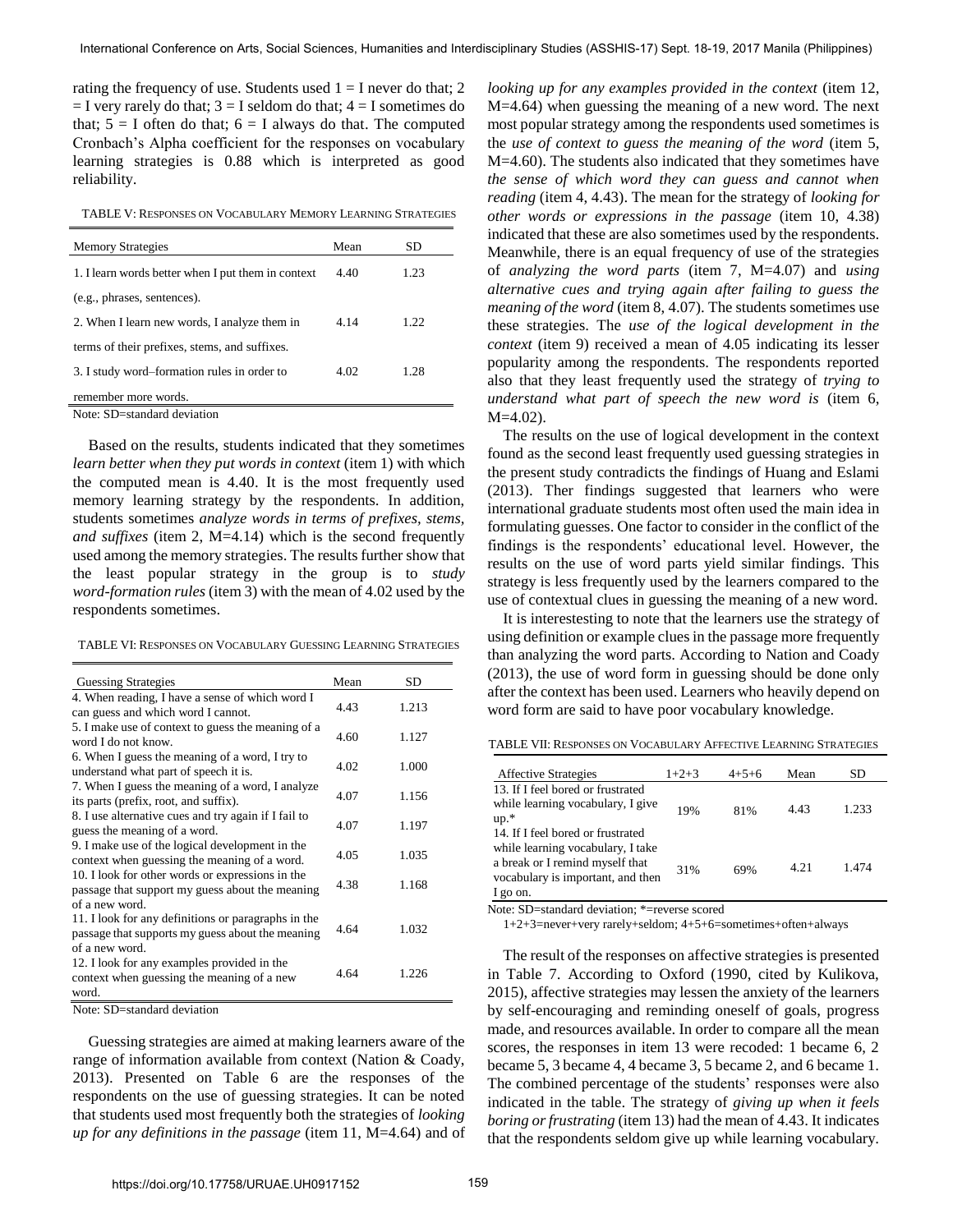rating the frequency of use. Students used 1 = I never do that; 2 = I very rarely do that; 3 = I seldom do that; 4 = I sometimes do that; 5 = I often do that; 6 = I always do that. The computed Cronbach's Alpha coefficient for the responses on vocabulary learning strategies is 0.88 which is interpreted as good reliability.

TABLE V: RESPONSES ON VOCABULARY MEMORY LEARNING STRATEGIES

| Memory Strategies | Mean | SD |
|---|---|---|
| 1. I learn words better when I put them in context (e.g., phrases, sentences). | 4.40 | 1.23 |
| 2. When I learn new words, I analyze them in terms of their prefixes, stems, and suffixes. | 4.14 | 1.22 |
| 3. I study word–formation rules in order to remember more words. | 4.02 | 1.28 |

Note: SD=standard deviation

Based on the results, students indicated that they sometimes *learn better when they put words in context* (item 1) with which the computed mean is 4.40. It is the most frequently used memory learning strategy by the respondents. In addition, students sometimes *analyze words in terms of prefixes, stems, and suffixes* (item 2, M=4.14) which is the second frequently used among the memory strategies. The results further show that the least popular strategy in the group is to *study word-formation rules* (item 3) with the mean of 4.02 used by the respondents sometimes.

TABLE VI: RESPONSES ON VOCABULARY GUESSING LEARNING STRATEGIES

| Guessing Strategies | Mean | SD |
|---|---|---|
| 4. When reading, I have a sense of which word I can guess and which word I cannot. | 4.43 | 1.213 |
| 5. I make use of context to guess the meaning of a word I do not know. | 4.60 | 1.127 |
| 6. When I guess the meaning of a word, I try to understand what part of speech it is. | 4.02 | 1.000 |
| 7. When I guess the meaning of a word, I analyze its parts (prefix, root, and suffix). | 4.07 | 1.156 |
| 8. I use alternative cues and try again if I fail to guess the meaning of a word. | 4.07 | 1.197 |
| 9. I make use of the logical development in the context when guessing the meaning of a word. | 4.05 | 1.035 |
| 10. I look for other words or expressions in the passage that support my guess about the meaning of a new word. | 4.38 | 1.168 |
| 11. I look for any definitions or paragraphs in the passage that supports my guess about the meaning of a new word. | 4.64 | 1.032 |
| 12. I look for any examples provided in the context when guessing the meaning of a new word. | 4.64 | 1.226 |

Note: SD=standard deviation

Guessing strategies are aimed at making learners aware of the range of information available from context (Nation & Coady, 2013). Presented on Table 6 are the responses of the respondents on the use of guessing strategies. It can be noted that students used most frequently both the strategies of *looking up for any definitions in the passage* (item 11, M=4.64) and of *looking up for any examples provided in the context* (item 12, M=4.64) when guessing the meaning of a new word. The next most popular strategy among the respondents used sometimes is the *use of context to guess the meaning of the word* (item 5, M=4.60). The students also indicated that they sometimes have *the sense of which word they can guess and cannot when reading* (item 4, 4.43). The mean for the strategy of *looking for other words or expressions in the passage* (item 10, 4.38) indicated that these are also sometimes used by the respondents. Meanwhile, there is an equal frequency of use of the strategies of *analyzing the word parts* (item 7, M=4.07) and *using alternative cues and trying again after failing to guess the meaning of the word* (item 8, 4.07). The students sometimes use these strategies. The *use of the logical development in the context* (item 9) received a mean of 4.05 indicating its lesser popularity among the respondents. The respondents reported also that they least frequently used the strategy of *trying to understand what part of speech the new word is* (item 6, M=4.02).

The results on the use of logical development in the context found as the second least frequently used guessing strategies in the present study contradicts the findings of Huang and Eslami (2013). Ther findings suggested that learners who were international graduate students most often used the main idea in formulating guesses. One factor to consider in the conflict of the findings is the respondents' educational level. However, the results on the use of word parts yield similar findings. This strategy is less frequently used by the learners compared to the use of contextual clues in guessing the meaning of a new word.

It is interestesting to note that the learners use the strategy of using definition or example clues in the passage more frequently than analyzing the word parts. According to Nation and Coady (2013), the use of word form in guessing should be done only after the context has been used. Learners who heavily depend on word form are said to have poor vocabulary knowledge.

TABLE VII: RESPONSES ON VOCABULARY AFFECTIVE LEARNING STRATEGIES

| Affective Strategies | 1+2+3 | 4+5+6 | Mean | SD |
|---|---|---|---|---|
| 13. If I feel bored or frustrated while learning vocabulary, I give up.* | 19% | 81% | 4.43 | 1.233 |
| 14. If I feel bored or frustrated while learning vocabulary, I take a break or I remind myself that vocabulary is important, and then I go on. | 31% | 69% | 4.21 | 1.474 |

Note: SD=standard deviation; *=reverse scored
1+2+3=never+very rarely+seldom; 4+5+6=sometimes+often+always

The result of the responses on affective strategies is presented in Table 7. According to Oxford (1990, cited by Kulikova, 2015), affective strategies may lessen the anxiety of the learners by self-encouraging and reminding oneself of goals, progress made, and resources available. In order to compare all the mean scores, the responses in item 13 were recoded: 1 became 6, 2 became 5, 3 became 4, 4 became 3, 5 became 2, and 6 became 1. The combined percentage of the students' responses were also indicated in the table. The strategy of *giving up when it feels boring or frustrating* (item 13) had the mean of 4.43. It indicates that the respondents seldom give up while learning vocabulary.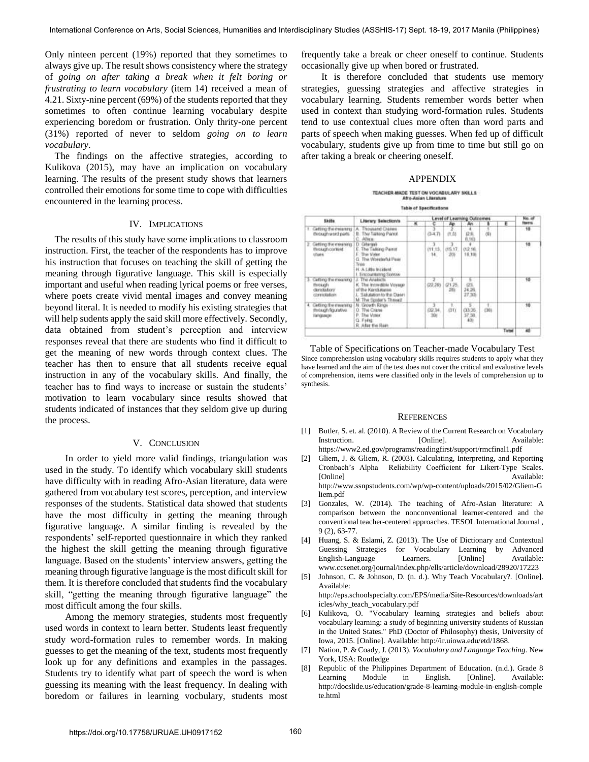Only ninteen percent (19%) reported that they sometimes to always give up. The result shows consistency where the strategy of *going on after taking a break when it felt boring or frustrating to learn vocabulary* (item 14) received a mean of 4.21. Sixty-nine percent (69%) of the students reported that they sometimes to often continue learning vocabulary despite experiencing boredom or frustration. Only thrity-one percent (31%) reported of never to seldom *going on to learn vocabulary*.

The findings on the affective strategies, according to Kulikova (2015), may have an implication on vocabulary learning. The results of the present study shows that learners controlled their emotions for some time to cope with difficulties encountered in the learning process.

## IV. Implications

The results of this study have some implications to classroom instruction. First, the teacher of the respondents has to improve his instruction that focuses on teaching the skill of getting the meaning through figurative language. This skill is especially important and useful when reading lyrical poems or free verses, where poets create vivid mental images and convey meaning beyond literal. It is needed to modify his existing strategies that will help sudents apply the said skill more effectively. Secondly, data obtained from student's perception and interview responses reveal that there are students who find it difficult to get the meaning of new words through context clues. The teacher has then to ensure that all students receive equal instruction in any of the vocabulary skills. And finally, the teacher has to find ways to increase or sustain the students' motivation to learn vocabulary since results showed that students indicated of instances that they seldom give up during the process.

## V. Conclusion

In order to yield more valid findings, triangulation was used in the study. To identify which vocabulary skill students have difficulty with in reading Afro-Asian literature, data were gathered from vocabulary test scores, perception, and interview responses of the students. Statistical data showed that students have the most difficulty in getting the meaning through figurative language. A similar finding is revealed by the respondents' self-reported questionnaire in which they ranked the highest the skill getting the meaning through figurative language. Based on the students' interview answers, getting the meaning through figurative language is the most dificult skill for them. It is therefore concluded that students find the vocabulary skill, "getting the meaning through figurative language" the most difficult among the four skills.

Among the memory strategies, students most frequently used words in context to learn better. Students least frequently study word-formation rules to remember words. In making guesses to get the meaning of the text, students most frequently look up for any definitions and examples in the passages. Students try to identify what part of speech the word is when guessing its meaning with the least frequency. In dealing with boredom or failures in learning vocbulary, students most frequently take a break or cheer oneself to continue. Students occasionally give up when bored or frustrated.

It is therefore concluded that students use memory strategies, guessing strategies and affective strategies in vocabulary learning. Students remember words better when used in context than studying word-formation rules. Students tend to use contextual clues more often than word parts and parts of speech when making guesses. When fed up of difficult vocabulary, students give up from time to time but still go on after taking a break or cheering oneself.

## APPENDIX

**TEACHER-MADE TEST ON VOCABULARY SKILLS**
**Afro-Asian Literature**

**Table of Specifications**

| Skills | Literary Selection/s | Level of Learning Outcomes | | | | | | No. of Items |
|---|---|---|---|---|---|---|---|---|
| | | K | C | Ap | An | S | E | |
| 1. Getting the meaning through word parts | A. Thousand Cranes<br>B. The Talking Parrot<br>C. Africa | | 3<br>(3-4,7) | 2<br>(1,5) | 4<br>(2,6,8,10) | 1<br>(9) | | 10 |
| 2. Getting the meaning through context clues | D. Gitanjali<br>E. The Talking Parrot<br>F. The Voter<br>G. The Wonderful Pear Tree<br>H. A Little Incident<br>I. Encountering Sorrow | | 3<br>(11,13,14) | 3<br>(15,17,20) | 4<br>(12,16,18,19) | | | 10 |
| 3. Getting the meaning through denotation/connotation | J. The Analects<br>K. The Incredible Voyage of the Kandukaras<br>L. Salutation to the Dawn<br>M. The Spider's Thread | | 2<br>(22,29) | 3<br>(21,25,28) | 5<br>(23,24,26,27,30) | | | 10 |
| 4. Getting the meaning through figurative language | N. Growth Rings<br>O. The Crane<br>P. The Voter<br>Q. Fying<br>R. After the Rain | | 3<br>(32,34,39) | 1<br>(31) | 5<br>(33,35,37,38,40) | 1<br>(36) | | 10 |
| | | | | | | | Total | 40 |

Table of Specifications on Teacher-made Vocabulary Test

Since comprehension using vocabulary skills requires students to apply what they have learned and the aim of the test does not cover the critical and evaluative levels of comprehension, items were classified only in the levels of comprehension up to synthesis.

## References

[1] Butler, S. et. al. (2010). A Review of the Current Research on Vocabulary Instruction. [Online]. Available: https://www2.ed.gov/programs/readingfirst/support/rmcfinal1.pdf

[2] Gliem, J. & Gliem, R. (2003). Calculating, Interpreting, and Reporting Cronbach's Alpha Reliability Coefficient for Likert-Type Scales. [Online] Available: http://www.ssnpstudents.com/wp/wp-content/uploads/2015/02/Gliem-Gliem.pdf

[3] Gonzales, W. (2014). The teaching of Afro-Asian literature: A comparison between the nonconventional learner-centered and the conventional teacher-centered approaches. TESOL International Journal , 9 (2), 63-77.

[4] Huang, S. & Eslami, Z. (2013). The Use of Dictionary and Contextual Guessing Strategies for Vocabulary Learning by Advanced English-Language Learners. [Online] Available: www.ccsenet.org/journal/index.php/ells/article/download/28920/17223

[5] Johnson, C. & Johnson, D. (n. d.). Why Teach Vocabulary?. [Online]. Available: http://eps.schoolspecialty.com/EPS/media/Site-Resources/downloads/articles/why_teach_vocabulary.pdf

[6] Kulikova, O. "Vocabulary learning strategies and beliefs about vocabulary learning: a study of beginning university students of Russian in the United States." PhD (Doctor of Philosophy) thesis, University of Iowa, 2015. [Online]. Available: http://ir.uiowa.edu/etd/1868.

[7] Nation, P. & Coady, J. (2013). *Vocabulary and Language Teaching*. New York, USA: Routledge

[8] Republic of the Philippines Department of Education. (n.d.). Grade 8 Learning Module in English. [Online]. Available: http://docslide.us/education/grade-8-learning-module-in-english-complete.html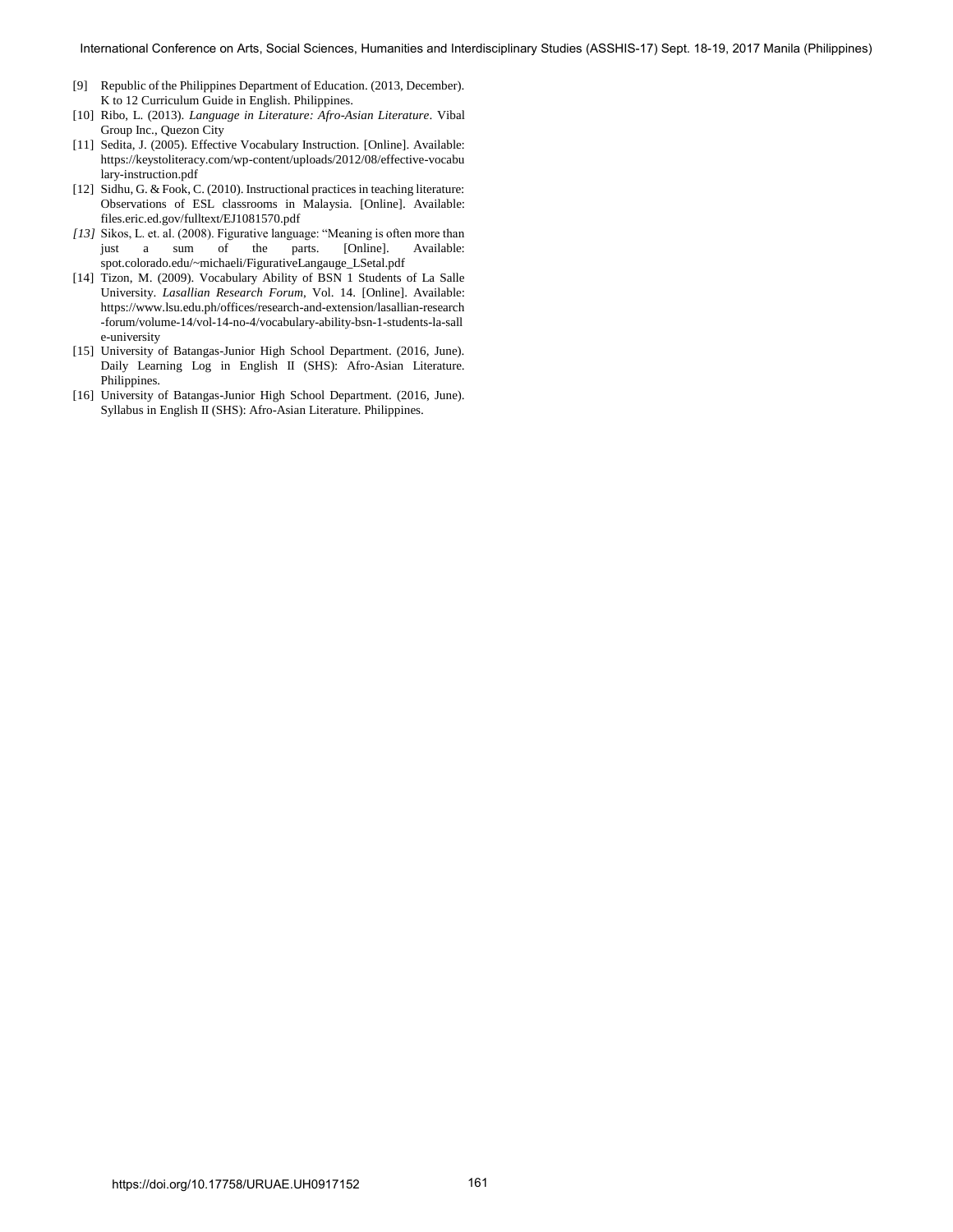[9] Republic of the Philippines Department of Education. (2013, December). K to 12 Curriculum Guide in English. Philippines.

[10] Ribo, L. (2013). *Language in Literature: Afro-Asian Literature*. Vibal Group Inc., Quezon City

[11] Sedita, J. (2005). Effective Vocabulary Instruction. [Online]. Available: https://keystoliteracy.com/wp-content/uploads/2012/08/effective-vocabulary-instruction.pdf

[12] Sidhu, G. & Fook, C. (2010). Instructional practices in teaching literature: Observations of ESL classrooms in Malaysia. [Online]. Available: files.eric.ed.gov/fulltext/EJ1081570.pdf

*[13]* Sikos, L. et. al. (2008). Figurative language: "Meaning is often more than just a sum of the parts. [Online]. Available: spot.colorado.edu/~michaeli/FigurativeLangauge_LSetal.pdf

[14] Tizon, M. (2009). Vocabulary Ability of BSN 1 Students of La Salle University. *Lasallian Research Forum*, Vol. 14. [Online]. Available: https://www.lsu.edu.ph/offices/research-and-extension/lasallian-research-forum/volume-14/vol-14-no-4/vocabulary-ability-bsn-1-students-la-salle-university

[15] University of Batangas-Junior High School Department. (2016, June). Daily Learning Log in English II (SHS): Afro-Asian Literature. Philippines.

[16] University of Batangas-Junior High School Department. (2016, June). Syllabus in English II (SHS): Afro-Asian Literature. Philippines.